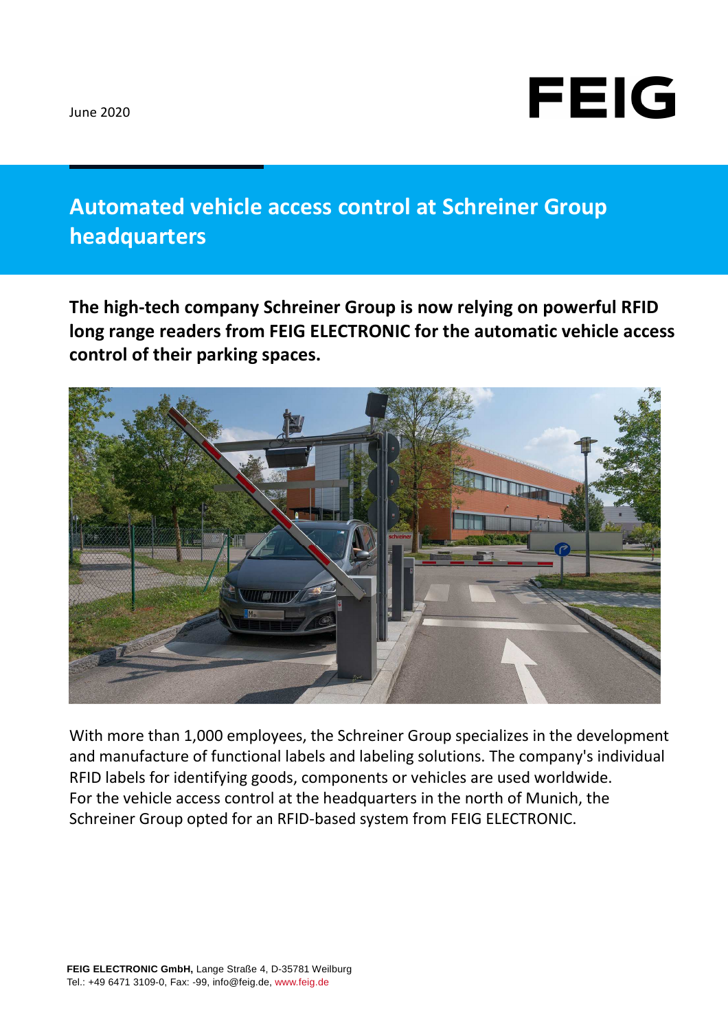June 2020

FEIG

# Automated vehicle access control at Schreiner Group headquarters

**The high-tech company Schreiner Group is now relying on powerful RFID long range readers from FEIG ELECTRONIC for the automatic vehicle access control of their parking spaces.**

With more than 1,000 employees, the Schreiner Group specializes in the development and manufacture of functional labels and labeling solutions. The company's individual RFID labels for identifying goods, components or vehicles are used worldwide. For the vehicle access control at the headquarters in the north of Munich, the Schreiner Group opted for an RFID-based system from FEIG ELECTRONIC.

**FEIG ELECTRONIC GmbH,** Lange Straße 4, D-35781 Weilburg
Tel.: +49 6471 3109-0, Fax: -99, info@feig.de, www.feig.de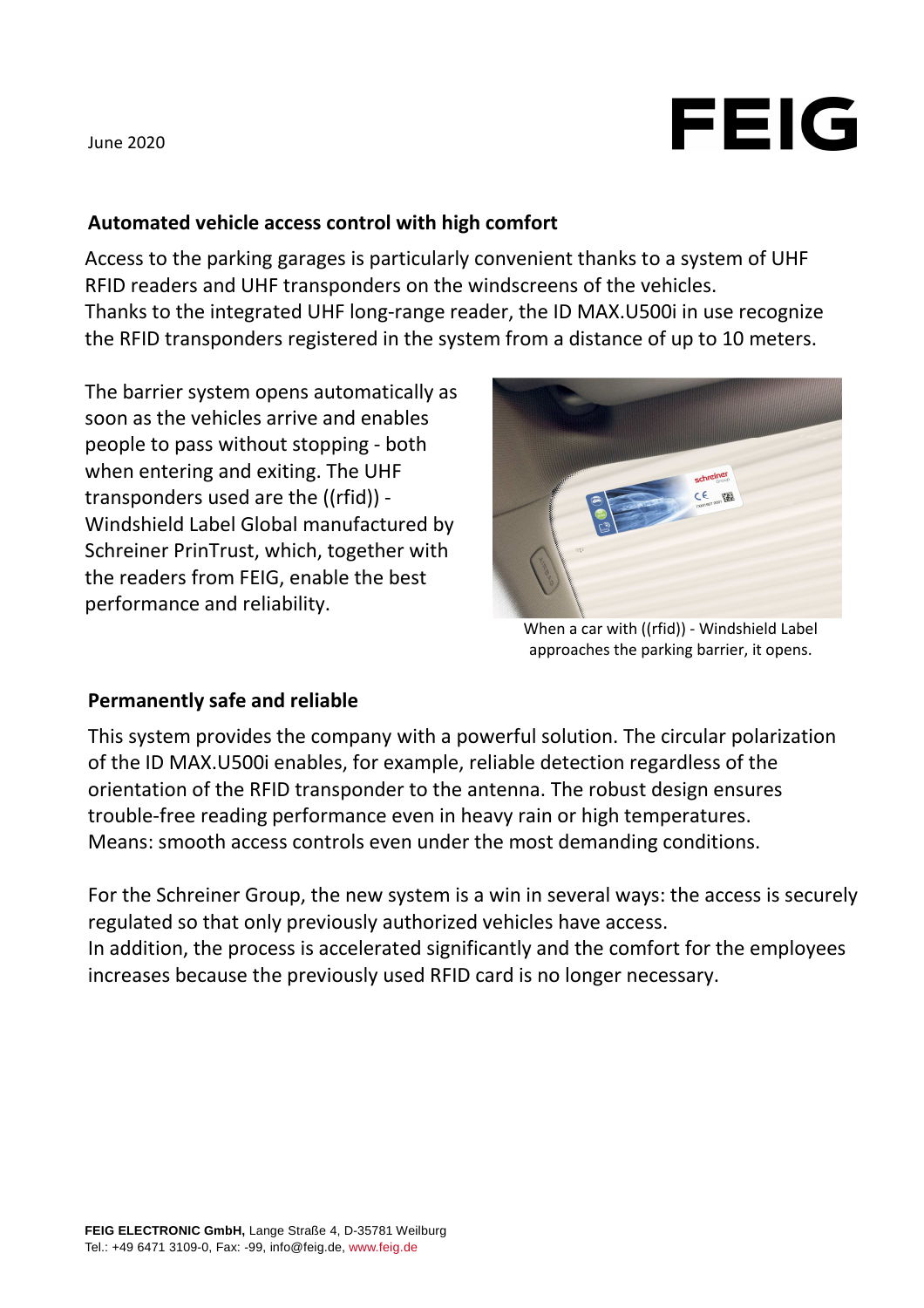June 2020

## Automated vehicle access control with high comfort

Access to the parking garages is particularly convenient thanks to a system of UHF RFID readers and UHF transponders on the windscreens of the vehicles.
Thanks to the integrated UHF long-range reader, the ID MAX.U500i in use recognize the RFID transponders registered in the system from a distance of up to 10 meters.

The barrier system opens automatically as soon as the vehicles arrive and enables people to pass without stopping - both when entering and exiting. The UHF transponders used are the ((rfid)) - Windshield Label Global manufactured by Schreiner PrinTrust, which, together with the readers from FEIG, enable the best performance and reliability.

When a car with ((rfid)) - Windshield Label approaches the parking barrier, it opens.

## Permanently safe and reliable

This system provides the company with a powerful solution. The circular polarization of the ID MAX.U500i enables, for example, reliable detection regardless of the orientation of the RFID transponder to the antenna. The robust design ensures trouble-free reading performance even in heavy rain or high temperatures.
Means: smooth access controls even under the most demanding conditions.

For the Schreiner Group, the new system is a win in several ways: the access is securely regulated so that only previously authorized vehicles have access.
In addition, the process is accelerated significantly and the comfort for the employees increases because the previously used RFID card is no longer necessary.

**FEIG ELECTRONIC GmbH,** Lange Straße 4, D-35781 Weilburg
Tel.: +49 6471 3109-0, Fax: -99, info@feig.de, www.feig.de